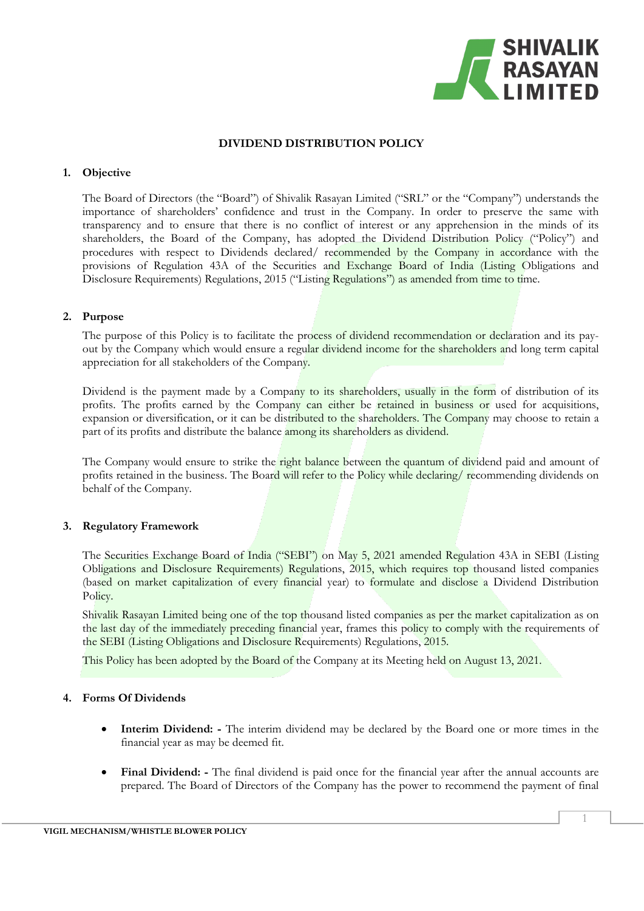# DIVIDEND DISTRIBUTION POLICY

## 1. Objective

The Board of Directors (the "Board") of Shivalik Rasayan Limited ("SRL" or the "Company") understands the importance of shareholders' confidence and trust in the Company. In order to preserve the same with transparency and to ensure that there is no conflict of interest or any apprehension in the minds of its shareholders, the Board of the Company, has adopted the Dividend Distribution Policy ("Policy") and procedures with respect to Dividends declared/ recommended by the Company in accordance with the provisions of Regulation 43A of the Securities and Exchange Board of India (Listing Obligations and Disclosure Requirements) Regulations, 2015 ("Listing Regulations") as amended from time to time.

## 2. Purpose

The purpose of this Policy is to facilitate the process of dividend recommendation or declaration and its pay-out by the Company which would ensure a regular dividend income for the shareholders and long term capital appreciation for all stakeholders of the Company.

Dividend is the payment made by a Company to its shareholders, usually in the form of distribution of its profits. The profits earned by the Company can either be retained in business or used for acquisitions, expansion or diversification, or it can be distributed to the shareholders. The Company may choose to retain a part of its profits and distribute the balance among its shareholders as dividend.

The Company would ensure to strike the right balance between the quantum of dividend paid and amount of profits retained in the business. The Board will refer to the Policy while declaring/ recommending dividends on behalf of the Company.

## 3. Regulatory Framework

The Securities Exchange Board of India ("SEBI") on May 5, 2021 amended Regulation 43A in SEBI (Listing Obligations and Disclosure Requirements) Regulations, 2015, which requires top thousand listed companies (based on market capitalization of every financial year) to formulate and disclose a Dividend Distribution Policy.

Shivalik Rasayan Limited being one of the top thousand listed companies as per the market capitalization as on the last day of the immediately preceding financial year, frames this policy to comply with the requirements of the SEBI (Listing Obligations and Disclosure Requirements) Regulations, 2015.

This Policy has been adopted by the Board of the Company at its Meeting held on August 13, 2021.

## 4. Forms Of Dividends

- **Interim Dividend: -** The interim dividend may be declared by the Board one or more times in the financial year as may be deemed fit.
- **Final Dividend: -** The final dividend is paid once for the financial year after the annual accounts are prepared. The Board of Directors of the Company has the power to recommend the payment of final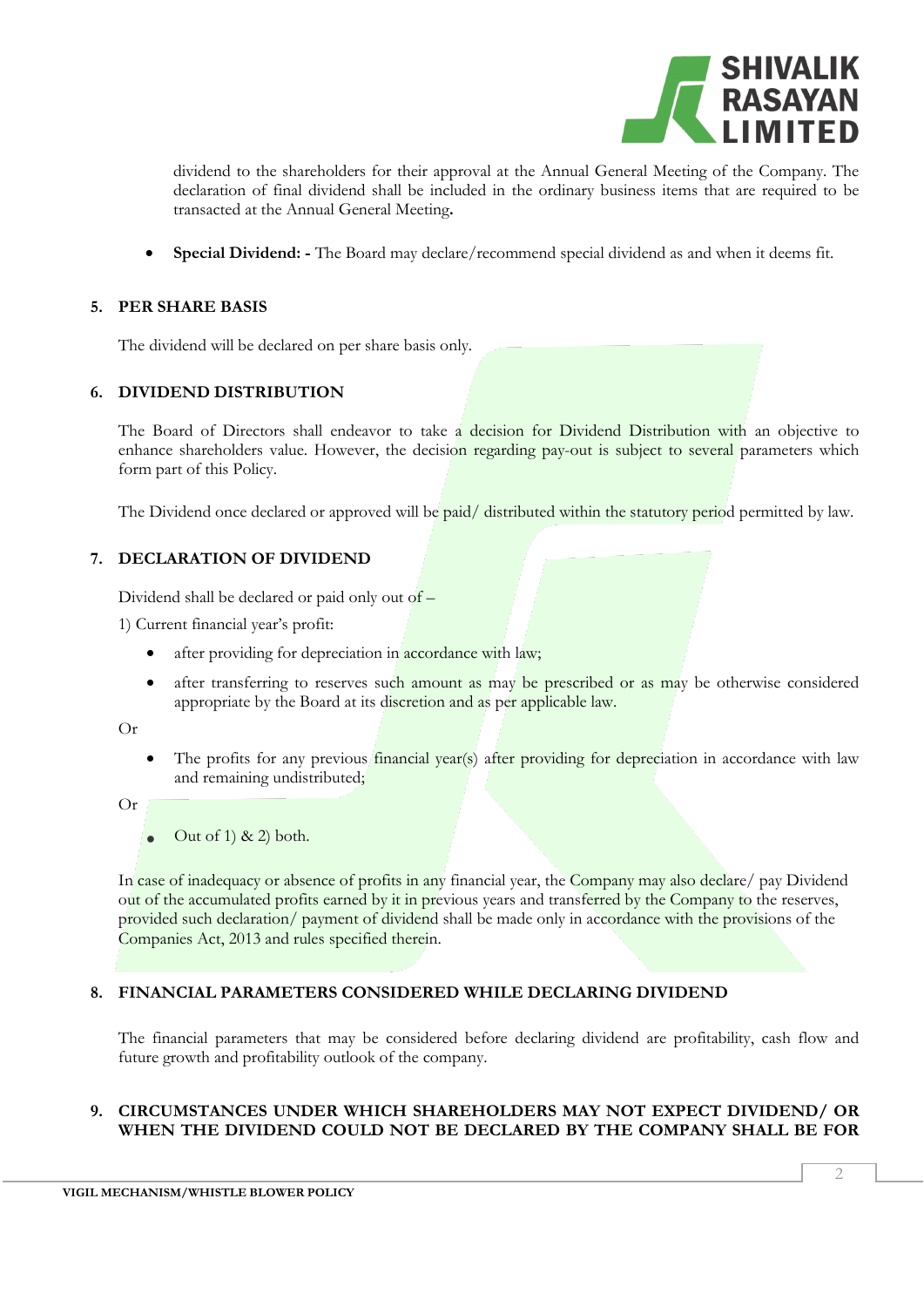dividend to the shareholders for their approval at the Annual General Meeting of the Company. The declaration of final dividend shall be included in the ordinary business items that are required to be transacted at the Annual General Meeting**.**

- **Special Dividend: -** The Board may declare/recommend special dividend as and when it deems fit.

## 5. PER SHARE BASIS

The dividend will be declared on per share basis only.

## 6. DIVIDEND DISTRIBUTION

The Board of Directors shall endeavor to take a decision for Dividend Distribution with an objective to enhance shareholders value. However, the decision regarding pay-out is subject to several parameters which form part of this Policy.

The Dividend once declared or approved will be paid/ distributed within the statutory period permitted by law.

## 7. DECLARATION OF DIVIDEND

Dividend shall be declared or paid only out of –

1) Current financial year's profit:

- after providing for depreciation in accordance with law;
- after transferring to reserves such amount as may be prescribed or as may be otherwise considered appropriate by the Board at its discretion and as per applicable law.

Or

- The profits for any previous financial year(s) after providing for depreciation in accordance with law and remaining undistributed;

Or

- Out of 1) & 2) both.

In case of inadequacy or absence of profits in any financial year, the Company may also declare/ pay Dividend out of the accumulated profits earned by it in previous years and transferred by the Company to the reserves, provided such declaration/ payment of dividend shall be made only in accordance with the provisions of the Companies Act, 2013 and rules specified therein.

## 8. FINANCIAL PARAMETERS CONSIDERED WHILE DECLARING DIVIDEND

The financial parameters that may be considered before declaring dividend are profitability, cash flow and future growth and profitability outlook of the company.

## 9. CIRCUMSTANCES UNDER WHICH SHAREHOLDERS MAY NOT EXPECT DIVIDEND/ OR WHEN THE DIVIDEND COULD NOT BE DECLARED BY THE COMPANY SHALL BE FOR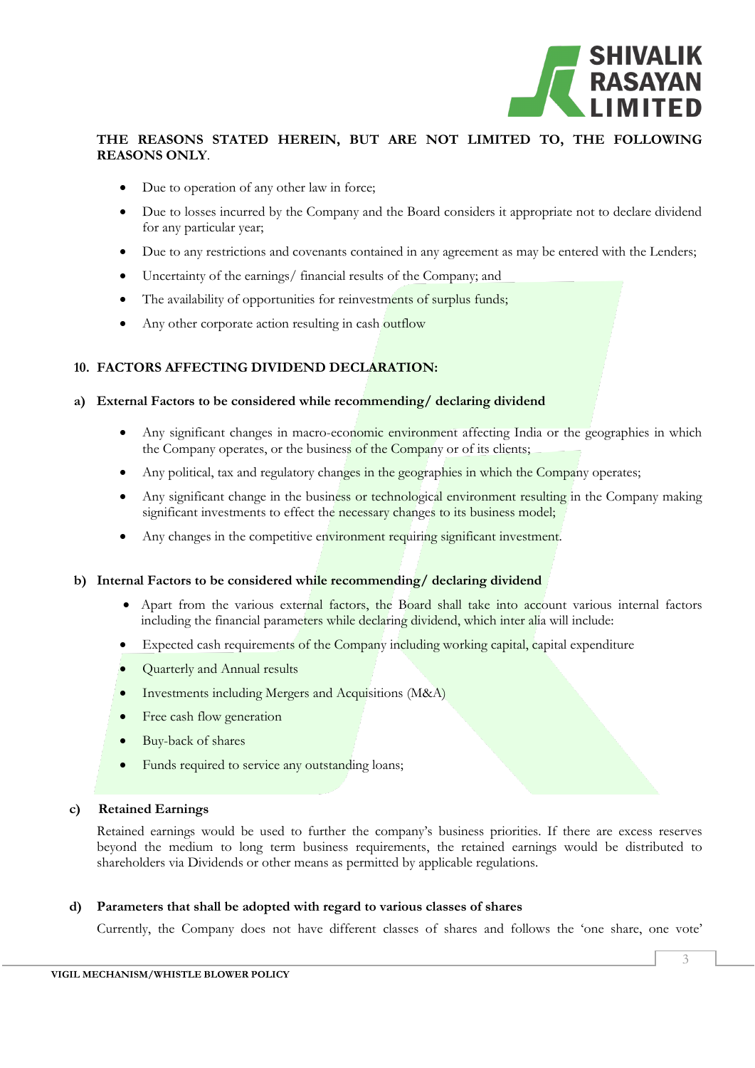**THE REASONS STATED HEREIN, BUT ARE NOT LIMITED TO, THE FOLLOWING REASONS ONLY**.

- Due to operation of any other law in force;
- Due to losses incurred by the Company and the Board considers it appropriate not to declare dividend for any particular year;
- Due to any restrictions and covenants contained in any agreement as may be entered with the Lenders;
- Uncertainty of the earnings/ financial results of the Company; and
- The availability of opportunities for reinvestments of surplus funds;
- Any other corporate action resulting in cash outflow

## 10. FACTORS AFFECTING DIVIDEND DECLARATION:

### a) External Factors to be considered while recommending/ declaring dividend

- Any significant changes in macro-economic environment affecting India or the geographies in which the Company operates, or the business of the Company or of its clients;
- Any political, tax and regulatory changes in the geographies in which the Company operates;
- Any significant change in the business or technological environment resulting in the Company making significant investments to effect the necessary changes to its business model;
- Any changes in the competitive environment requiring significant investment.

### b) Internal Factors to be considered while recommending/ declaring dividend

- Apart from the various external factors, the Board shall take into account various internal factors including the financial parameters while declaring dividend, which inter alia will include:
- Expected cash requirements of the Company including working capital, capital expenditure
- Quarterly and Annual results
- Investments including Mergers and Acquisitions (M&A)
- Free cash flow generation
- Buy-back of shares
- Funds required to service any outstanding loans;

### c) Retained Earnings

Retained earnings would be used to further the company's business priorities. If there are excess reserves beyond the medium to long term business requirements, the retained earnings would be distributed to shareholders via Dividends or other means as permitted by applicable regulations.

### d) Parameters that shall be adopted with regard to various classes of shares

Currently, the Company does not have different classes of shares and follows the 'one share, one vote'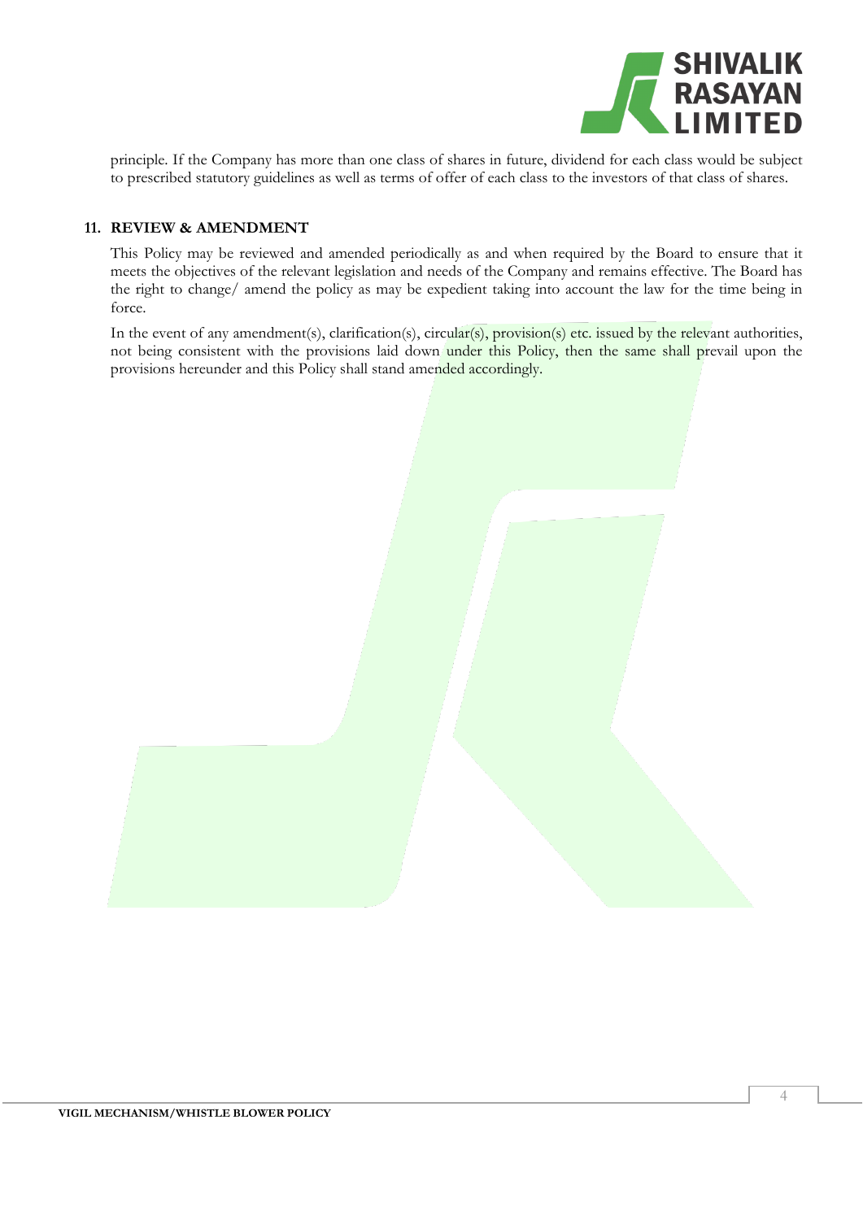principle. If the Company has more than one class of shares in future, dividend for each class would be subject to prescribed statutory guidelines as well as terms of offer of each class to the investors of that class of shares.

## 11. REVIEW & AMENDMENT

This Policy may be reviewed and amended periodically as and when required by the Board to ensure that it meets the objectives of the relevant legislation and needs of the Company and remains effective. The Board has the right to change/ amend the policy as may be expedient taking into account the law for the time being in force.

In the event of any amendment(s), clarification(s), circular(s), provision(s) etc. issued by the relevant authorities, not being consistent with the provisions laid down under this Policy, then the same shall prevail upon the provisions hereunder and this Policy shall stand amended accordingly.